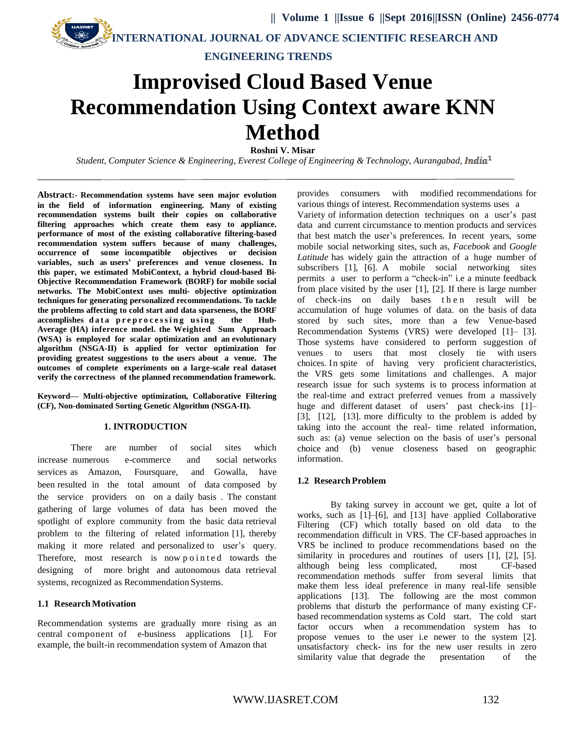**INTERNATIONAL JOURNAL OF ADVANCE SCIENTIFIC RESEARCH AND ENGINEERING TRENDS**

# Improvised Cloud Based Venue Recommendation Using Context aware KNN Method

**Roshni V. Misar**

*Student, Computer Science & Engineering, Everest College of Engineering & Technology, Aurangabad, India*[1]

---

**Abstract:- Recommendation systems have seen major evolution in the field of information engineering. Many of existing recommendation systems built their copies on collaborative filtering approaches which create them easy to appliance. performance of most of the existing collaborative filtering-based recommendation system suffers because of many challenges, occurrence of some incompatible objectives or decision variables, such as users' preferences and venue closeness. In this paper, we estimated MobiContext, a hybrid cloud-based Bi-Objective Recommendation Framework (BORF) for mobile social networks. The MobiContext uses multi- objective optimization techniques for generating personalized recommendations. To tackle the problems affecting to cold start and data sparseness, the BORF accomplishes data preprocessing using the Hub-Average (HA) inference model. the Weighted Sum Approach (WSA) is employed for scalar optimization and an evolutionary algorithm (NSGA-II) is applied for vector optimization for providing greatest suggestions to the users about a venue. The outcomes of complete experiments on a large-scale real dataset verify the correctness of the planned recommendation framework.**

**Keyword— Multi-objective optimization, Collaborative Filtering (CF), Non-dominated Sorting Genetic Algorithm (NSGA-II).**

## 1. INTRODUCTION

There are number of social sites which increase numerous e-commerce and social networks services as Amazon, Foursquare, and Gowalla, have been resulted in the total amount of data composed by the service providers on on a daily basis . The constant gathering of large volumes of data has been moved the spotlight of explore community from the basic data retrieval problem to the filtering of related information [1], thereby making it more related and personalized to user's query. Therefore, most research is now pointed towards the designing of more bright and autonomous data retrieval systems, recognized as Recommendation Systems.

### 1.1 Research Motivation

Recommendation systems are gradually more rising as an central component of e-business applications [1]. For example, the built-in recommendation system of Amazon that provides consumers with modified recommendations for various things of interest. Recommendation systems uses a Variety of information detection techniques on a user's past data and current circumstance to mention products and services that best match the user's preferences. In recent years, some mobile social networking sites, such as, *Facebook* and *Google Latitude* has widely gain the attraction of a huge number of subscribers [1], [6]. A mobile social networking sites permits a user to perform a "check-in" i.e a minute feedback from place visited by the user [1], [2]. If there is large number of check-ins on daily bases then result will be accumulation of huge volumes of data. on the basis of data stored by such sites, more than a few Venue-based Recommendation Systems (VRS) were developed [1]– [3]. Those systems have considered to perform suggestion of venues to users that most closely tie with users choices. In spite of having very proficient characteristics, the VRS gets some limitations and challenges. A major research issue for such systems is to process information at the real-time and extract preferred venues from a massively huge and different dataset of users' past check-ins [1]– [3], [12], [13]. more difficulty to the problem is added by taking into the account the real- time related information, such as: (a) venue selection on the basis of user's personal choice and (b) venue closeness based on geographic information.

### 1.2 Research Problem

By taking survey in account we get, quite a lot of works, such as [1]–[6], and [13] have applied Collaborative Filtering (CF) which totally based on old data to the recommendation difficult in VRS. The CF-based approaches in VRS be inclined to produce recommendations based on the similarity in procedures and routines of users [1], [2], [5]. although being less complicated, most CF-based recommendation methods suffer from several limits that make them less ideal preference in many real-life sensible applications [13]. The following are the most common problems that disturb the performance of many existing CF-based recommendation systems as Cold start. The cold start factor occurs when a recommendation system has to propose venues to the user i.e newer to the system [2]. unsatisfactory check- ins for the new user results in zero similarity value that degrade the presentation of the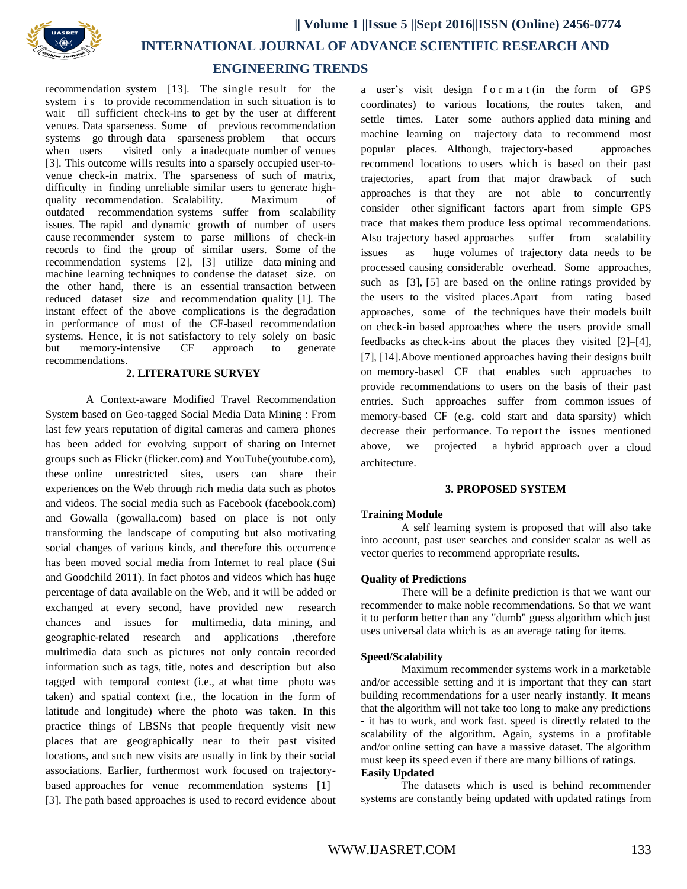recommendation system [13]. The single result for the system is to provide recommendation in such situation is to wait till sufficient check-ins to get by the user at different venues. Data sparseness. Some of previous recommendation systems go through data sparseness problem that occurs when users visited only a inadequate number of venues [3]. This outcome wills results into a sparsely occupied user-to-venue check-in matrix. The sparseness of such of matrix, difficulty in finding unreliable similar users to generate high-quality recommendation. Scalability. Maximum of outdated recommendation systems suffer from scalability issues. The rapid and dynamic growth of number of users cause recommender system to parse millions of check-in records to find the group of similar users. Some of the recommendation systems [2], [3] utilize data mining and machine learning techniques to condense the dataset size. on the other hand, there is an essential transaction between reduced dataset size and recommendation quality [1]. The instant effect of the above complications is the degradation in performance of most of the CF-based recommendation systems. Hence, it is not satisfactory to rely solely on basic but memory-intensive CF approach to generate recommendations.

## 2. LITERATURE SURVEY

A Context-aware Modified Travel Recommendation System based on Geo-tagged Social Media Data Mining : From last few years reputation of digital cameras and camera phones has been added for evolving support of sharing on Internet groups such as Flickr (flicker.com) and YouTube(youtube.com), these online unrestricted sites, users can share their experiences on the Web through rich media data such as photos and videos. The social media such as Facebook (facebook.com) and Gowalla (gowalla.com) based on place is not only transforming the landscape of computing but also motivating social changes of various kinds, and therefore this occurrence has been moved social media from Internet to real place (Sui and Goodchild 2011). In fact photos and videos which has huge percentage of data available on the Web, and it will be added or exchanged at every second, have provided new research chances and issues for multimedia, data mining, and geographic-related research and applications ,therefore multimedia data such as pictures not only contain recorded information such as tags, title, notes and description but also tagged with temporal context (i.e., at what time photo was taken) and spatial context (i.e., the location in the form of latitude and longitude) where the photo was taken. In this practice things of LBSNs that people frequently visit new places that are geographically near to their past visited locations, and such new visits are usually in link by their social associations. Earlier, furthermost work focused on trajectory-based approaches for venue recommendation systems [1]–[3]. The path based approaches is used to record evidence about a user's visit design format (in the form of GPS coordinates) to various locations, the routes taken, and settle times. Later some authors applied data mining and machine learning on trajectory data to recommend most popular places. Although, trajectory-based approaches recommend locations to users which is based on their past trajectories, apart from that major drawback of such approaches is that they are not able to concurrently consider other significant factors apart from simple GPS trace that makes them produce less optimal recommendations. Also trajectory based approaches suffer from scalability issues as huge volumes of trajectory data needs to be processed causing considerable overhead. Some approaches, such as [3], [5] are based on the online ratings provided by the users to the visited places.Apart from rating based approaches, some of the techniques have their models built on check-in based approaches where the users provide small feedbacks as check-ins about the places they visited [2]–[4], [7], [14].Above mentioned approaches having their designs built on memory-based CF that enables such approaches to provide recommendations to users on the basis of their past entries. Such approaches suffer from common issues of memory-based CF (e.g. cold start and data sparsity) which decrease their performance. To report the issues mentioned above, we projected a hybrid approach over a cloud architecture.

## 3. PROPOSED SYSTEM

### Training Module

A self learning system is proposed that will also take into account, past user searches and consider scalar as well as vector queries to recommend appropriate results.

### Quality of Predictions

There will be a definite prediction is that we want our recommender to make noble recommendations. So that we want it to perform better than any "dumb" guess algorithm which just uses universal data which is as an average rating for items.

### Speed/Scalability

Maximum recommender systems work in a marketable and/or accessible setting and it is important that they can start building recommendations for a user nearly instantly. It means that the algorithm will not take too long to make any predictions - it has to work, and work fast. speed is directly related to the scalability of the algorithm. Again, systems in a profitable and/or online setting can have a massive dataset. The algorithm must keep its speed even if there are many billions of ratings.

### Easily Updated

The datasets which is used is behind recommender systems are constantly being updated with updated ratings from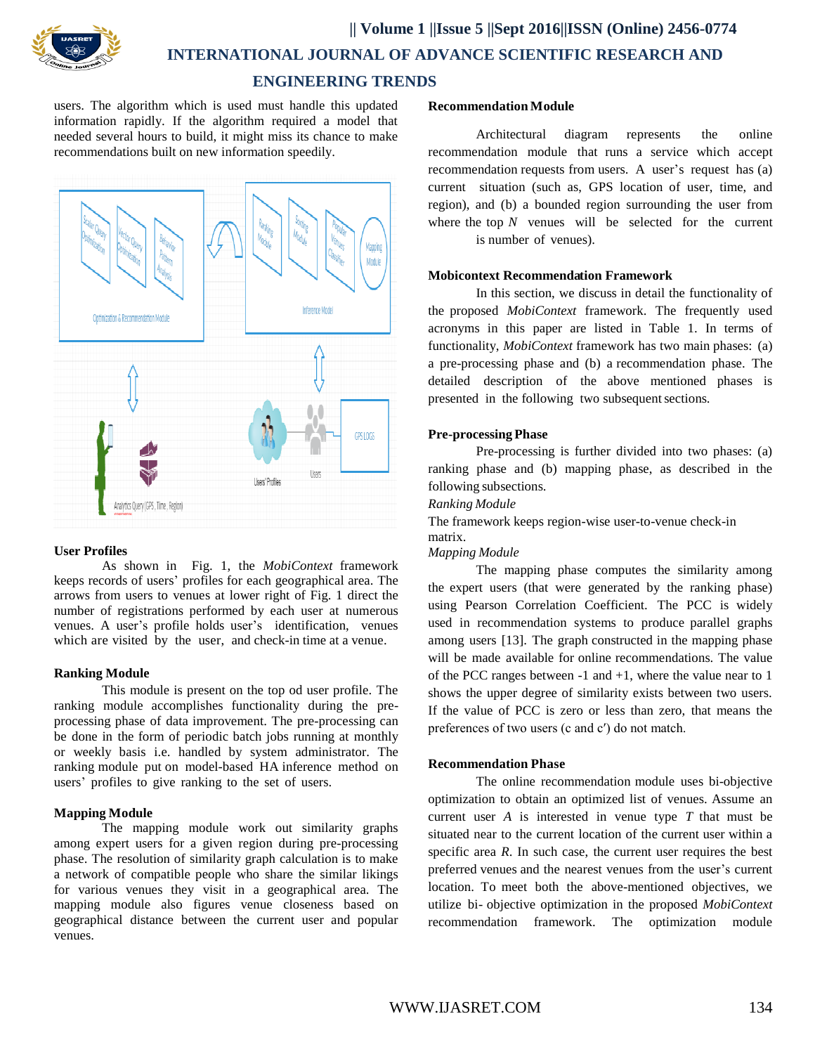users. The algorithm which is used must handle this updated information rapidly. If the algorithm required a model that needed several hours to build, it might miss its chance to make recommendations built on new information speedily.

### User Profiles

As shown in Fig. 1, the *MobiContext* framework keeps records of users' profiles for each geographical area. The arrows from users to venues at lower right of Fig. 1 direct the number of registrations performed by each user at numerous venues. A user's profile holds user's identification, venues which are visited by the user, and check-in time at a venue.

### Ranking Module

This module is present on the top od user profile. The ranking module accomplishes functionality during the pre-processing phase of data improvement. The pre-processing can be done in the form of periodic batch jobs running at monthly or weekly basis i.e. handled by system administrator. The ranking module put on model-based HA inference method on users' profiles to give ranking to the set of users.

### Mapping Module

The mapping module work out similarity graphs among expert users for a given region during pre-processing phase. The resolution of similarity graph calculation is to make a network of compatible people who share the similar likings for various venues they visit in a geographical area. The mapping module also figures venue closeness based on geographical distance between the current user and popular venues.

### Recommendation Module

Architectural diagram represents the online recommendation module that runs a service which accept recommendation requests from users. A user's request has (a) current situation (such as, GPS location of user, time, and region), and (b) a bounded region surrounding the user from where the top $N$ venues will be selected for the current is number of venues).

### Mobicontext Recommendation Framework

In this section, we discuss in detail the functionality of the proposed *MobiContext* framework. The frequently used acronyms in this paper are listed in Table 1. In terms of functionality, *MobiContext* framework has two main phases: (a) a pre-processing phase and (b) a recommendation phase. The detailed description of the above mentioned phases is presented in the following two subsequent sections.

### Pre-processing Phase

Pre-processing is further divided into two phases: (a) ranking phase and (b) mapping phase, as described in the following subsections.

*Ranking Module*

The framework keeps region-wise user-to-venue check-in matrix.

*Mapping Module*

The mapping phase computes the similarity among the expert users (that were generated by the ranking phase) using Pearson Correlation Coefficient. The PCC is widely used in recommendation systems to produce parallel graphs among users [13]. The graph constructed in the mapping phase will be made available for online recommendations. The value of the PCC ranges between -1 and +1, where the value near to 1 shows the upper degree of similarity exists between two users. If the value of PCC is zero or less than zero, that means the preferences of two users (c and c′) do not match.

### Recommendation Phase

The online recommendation module uses bi-objective optimization to obtain an optimized list of venues. Assume an current user $A$ is interested in venue type $T$ that must be situated near to the current location of the current user within a specific area $R$. In such case, the current user requires the best preferred venues and the nearest venues from the user's current location. To meet both the above-mentioned objectives, we utilize bi- objective optimization in the proposed *MobiContext* recommendation framework. The optimization module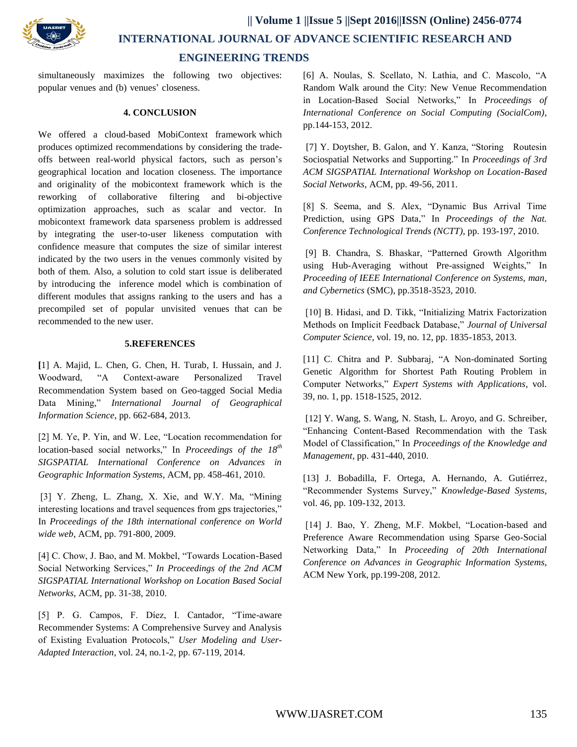simultaneously maximizes the following two objectives: popular venues and (b) venues' closeness.

## 4. CONCLUSION

We offered a cloud-based MobiContext framework which produces optimized recommendations by considering the trade-offs between real-world physical factors, such as person's geographical location and location closeness. The importance and originality of the mobicontext framework which is the reworking of collaborative filtering and bi-objective optimization approaches, such as scalar and vector. In mobicontext framework data sparseness problem is addressed by integrating the user-to-user likeness computation with confidence measure that computes the size of similar interest indicated by the two users in the venues commonly visited by both of them. Also, a solution to cold start issue is deliberated by introducing the inference model which is combination of different modules that assigns ranking to the users and has a precompiled set of popular unvisited venues that can be recommended to the new user.

## 5.REFERENCES

**[**1] A. Majid, L. Chen, G. Chen, H. Turab, I. Hussain, and J. Woodward, "A Context-aware Personalized Travel Recommendation System based on Geo-tagged Social Media Data Mining," *International Journal of Geographical Information Science*, pp. 662-684, 2013.

[2] M. Ye, P. Yin, and W. Lee, "Location recommendation for location-based social networks," In *Proceedings of the 18th SIGSPATIAL International Conference on Advances in Geographic Information Systems*, ACM, pp. 458-461, 2010.

[3] Y. Zheng, L. Zhang, X. Xie, and W.Y. Ma, "Mining interesting locations and travel sequences from gps trajectories," In *Proceedings of the 18th international conference on World wide web*, ACM, pp. 791-800, 2009.

[4] C. Chow, J. Bao, and M. Mokbel, "Towards Location-Based Social Networking Services," *In Proceedings of the 2nd ACM SIGSPATIAL International Workshop on Location Based Social Networks*, ACM, pp. 31-38, 2010.

[5] P. G. Campos, F. Díez, I. Cantador, "Time-aware Recommender Systems: A Comprehensive Survey and Analysis of Existing Evaluation Protocols," *User Modeling and User-Adapted Interaction*, vol. 24, no.1-2, pp. 67-119, 2014.

[6] A. Noulas, S. Scellato, N. Lathia, and C. Mascolo, "A Random Walk around the City: New Venue Recommendation in Location-Based Social Networks," In *Proceedings of International Conference on Social Computing (SocialCom)*, pp.144-153, 2012.

[7] Y. Doytsher, B. Galon, and Y. Kanza, "Storing Routesin Sociospatial Networks and Supporting." In *Proceedings of 3rd ACM SIGSPATIAL International Workshop on Location-Based Social Networks*, ACM, pp. 49-56, 2011.

[8] S. Seema, and S. Alex, "Dynamic Bus Arrival Time Prediction, using GPS Data," In *Proceedings of the Nat. Conference Technological Trends (NCTT)*, pp. 193-197, 2010.

[9] B. Chandra, S. Bhaskar, "Patterned Growth Algorithm using Hub-Averaging without Pre-assigned Weights," In *Proceeding of IEEE International Conference on Systems, man, and Cybernetics* (SMC), pp.3518-3523, 2010.

[10] B. Hidasi, and D. Tikk, "Initializing Matrix Factorization Methods on Implicit Feedback Database," *Journal of Universal Computer Science*, vol. 19, no. 12, pp. 1835-1853, 2013.

[11] C. Chitra and P. Subbaraj, "A Non-dominated Sorting Genetic Algorithm for Shortest Path Routing Problem in Computer Networks," *Expert Systems with Applications*, vol. 39, no. 1, pp. 1518-1525, 2012.

[12] Y. Wang, S. Wang, N. Stash, L. Aroyo, and G. Schreiber, "Enhancing Content-Based Recommendation with the Task Model of Classification," In *Proceedings of the Knowledge and Management*, pp. 431-440, 2010.

[13] J. Bobadilla, F. Ortega, A. Hernando, A. Gutiérrez, "Recommender Systems Survey," *Knowledge-Based Systems*, vol. 46, pp. 109-132, 2013.

[14] J. Bao, Y. Zheng, M.F. Mokbel, "Location-based and Preference Aware Recommendation using Sparse Geo-Social Networking Data," In *Proceeding of 20th International Conference on Advances in Geographic Information Systems*, ACM New York, pp.199-208, 2012.